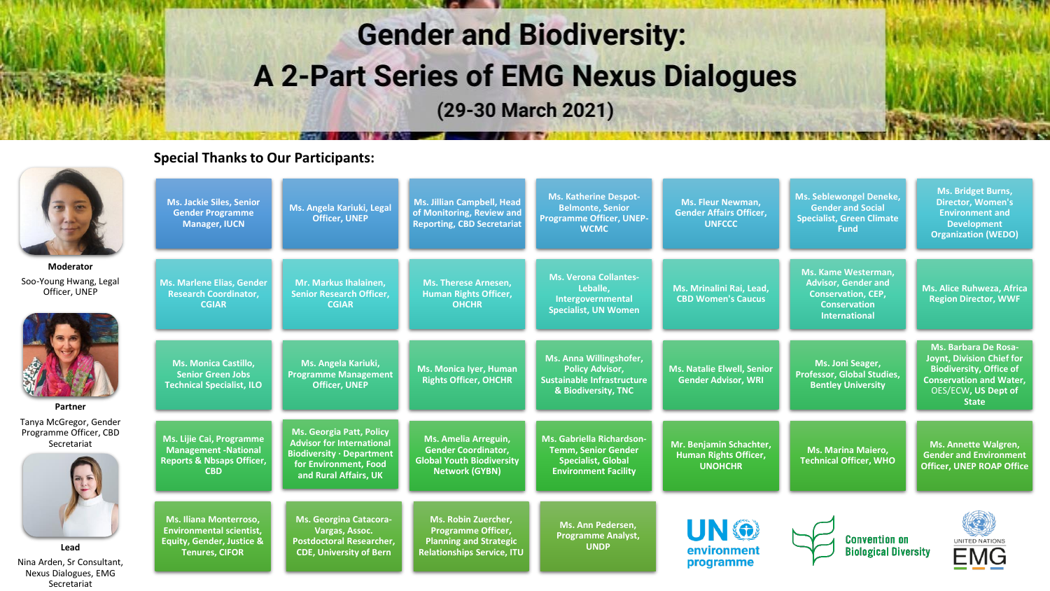# Gender and Biodiversity:
# A 2-Part Series of EMG Nexus Dialogues

### (29-30 March 2021)

## Special Thanks to Our Participants:

**Moderator**
Soo-Young Hwang, Legal Officer, UNEP

**Partner**
Tanya McGregor, Gender Programme Officer, CBD Secretariat

**Lead**
Nina Arden, Sr Consultant, Nexus Dialogues, EMG Secretariat

- Ms. Jackie Siles, Senior Gender Programme Manager, IUCN
- Ms. Angela Kariuki, Legal Officer, UNEP
- Ms. Jillian Campbell, Head of Monitoring, Review and Reporting, CBD Secretariat
- Ms. Katherine Despot-Belmonte, Senior Programme Officer, UNEP-WCMC
- Ms. Fleur Newman, Gender Affairs Officer, UNFCCC
- Ms. Seblewongel Deneke, Gender and Social Specialist, Green Climate Fund
- Ms. Bridget Burns, Director, Women's Environment and Development Organization (WEDO)
- Ms. Marlene Elias, Gender Research Coordinator, CGIAR
- Mr. Markus Ihalainen, Senior Research Officer, CGIAR
- Ms. Therese Arnesen, Human Rights Officer, OHCHR
- Ms. Verona Collantes-Leballe, Intergovernmental Specialist, UN Women
- Ms. Mrinalini Rai, Lead, CBD Women's Caucus
- Ms. Kame Westerman, Advisor, Gender and Conservation, CEP, Conservation International
- Ms. Alice Ruhweza, Africa Region Director, WWF
- Ms. Monica Castillo, Senior Green Jobs Technical Specialist, ILO
- Ms. Angela Kariuki, Programme Management Officer, UNEP
- Ms. Monica Iyer, Human Rights Officer, OHCHR
- Ms. Anna Willingshofer, Policy Advisor, Sustainable Infrastructure & Biodiversity, TNC
- Ms. Natalie Elwell, Senior Gender Advisor, WRI
- Ms. Joni Seager, Professor, Global Studies, Bentley University
- Ms. Barbara De Rosa-Joynt, Division Chief for Biodiversity, Office of Conservation and Water, OES/ECW, US Dept of State
- Ms. Lijie Cai, Programme Management -National Reports & Nbsaps Officer, CBD
- Ms. Georgia Patt, Policy Advisor for International Biodiversity · Department for Environment, Food and Rural Affairs, UK
- Ms. Amelia Arreguin, Gender Coordinator, Global Youth Biodiversity Network (GYBN)
- Ms. Gabriella Richardson-Temm, Senior Gender Specialist, Global Environment Facility
- Mr. Benjamin Schachter, Human Rights Officer, UNOHCHR
- Ms. Marina Maiero, Technical Officer, WHO
- Ms. Annette Walgren, Gender and Environment Officer, UNEP ROAP Office
- Ms. Iliana Monterroso, Environmental scientist, Equity, Gender, Justice & Tenures, CIFOR
- Ms. Georgina Catacora-Vargas, Assoc. Postdoctoral Researcher, CDE, University of Bern
- Ms. Robin Zuercher, Programme Officer, Planning and Strategic Relationships Service, ITU
- Ms. Ann Pedersen, Programme Analyst, UNDP

UN environment programme | Convention on Biological Diversity | United Nations EMG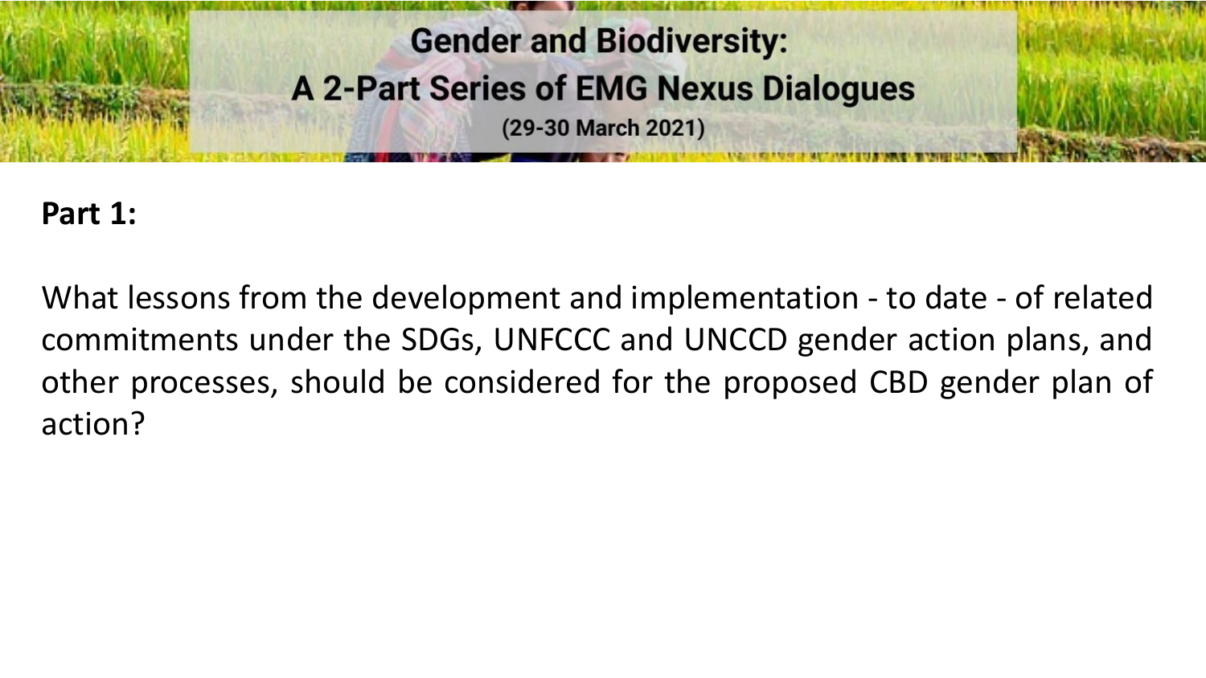# Gender and Biodiversity: A 2-Part Series of EMG Nexus Dialogues

(29-30 March 2021)

**Part 1:**

What lessons from the development and implementation - to date - of related commitments under the SDGs, UNFCCC and UNCCD gender action plans, and other processes, should be considered for the proposed CBD gender plan of action?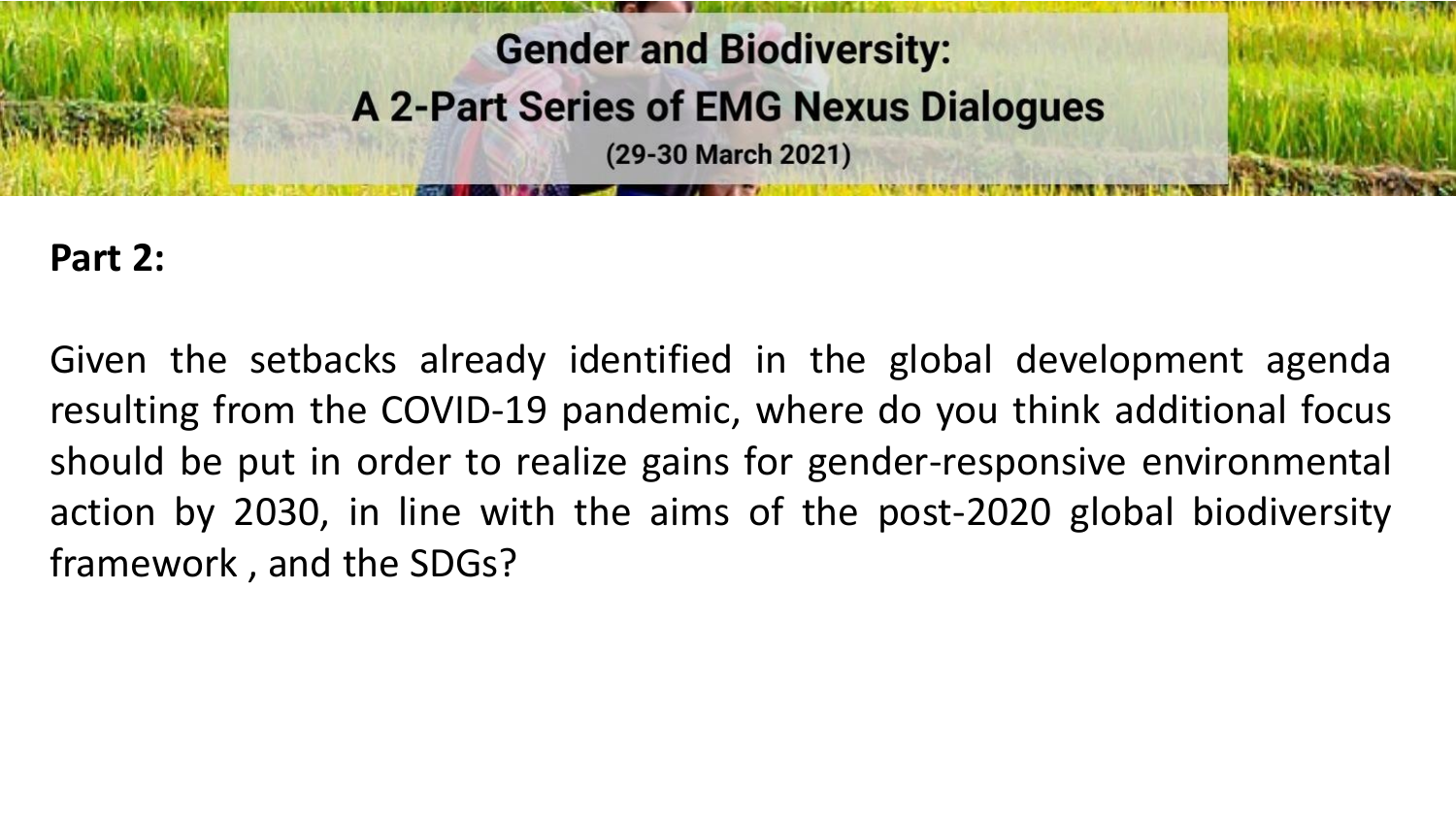# Gender and Biodiversity:
## A 2-Part Series of EMG Nexus Dialogues
(29-30 March 2021)

**Part 2:**

Given the setbacks already identified in the global development agenda resulting from the COVID-19 pandemic, where do you think additional focus should be put in order to realize gains for gender-responsive environmental action by 2030, in line with the aims of the post-2020 global biodiversity framework , and the SDGs?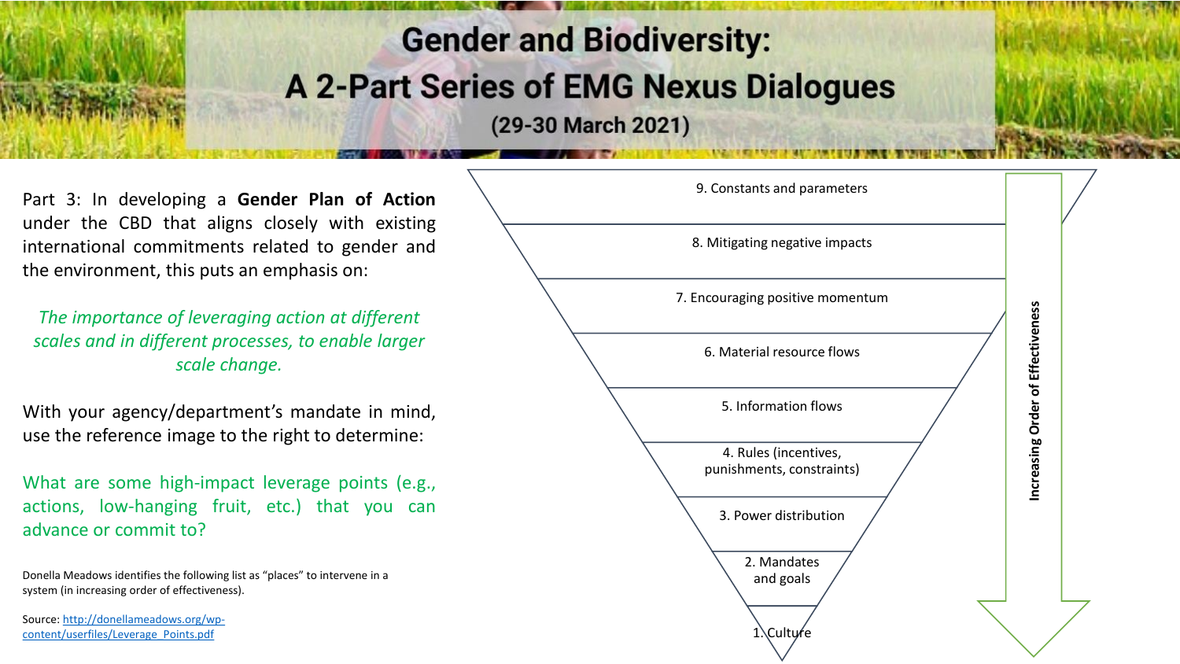# Gender and Biodiversity:

## A 2-Part Series of EMG Nexus Dialogues

**(29-30 March 2021)**

Part 3: In developing a **Gender Plan of Action** under the CBD that aligns closely with existing international commitments related to gender and the environment, this puts an emphasis on:

*The importance of leveraging action at different scales and in different processes, to enable larger scale change.*

With your agency/department's mandate in mind, use the reference image to the right to determine:

What are some high-impact leverage points (e.g., actions, low-hanging fruit, etc.) that you can advance or commit to?

9. Constants and parameters
8. Mitigating negative impacts
7. Encouraging positive momentum
6. Material resource flows
5. Information flows
4. Rules (incentives, punishments, constraints)
3. Power distribution
2. Mandates and goals
1. Culture

Increasing Order of Effectiveness

Donella Meadows identifies the following list as "places" to intervene in a system (in increasing order of effectiveness).

Source: http://donellameadows.org/wp-content/userfiles/Leverage_Points.pdf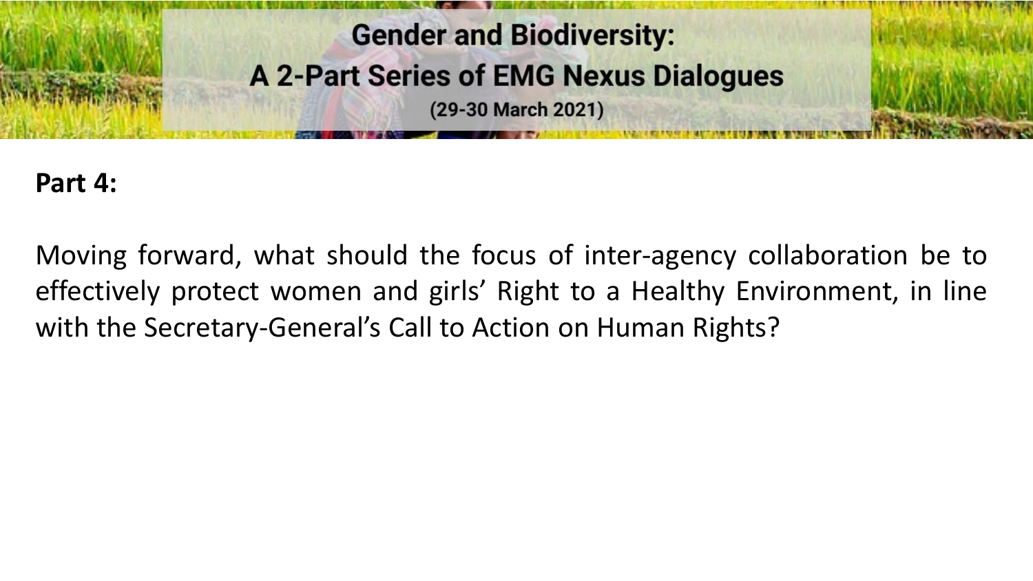# Gender and Biodiversity:
## A 2-Part Series of EMG Nexus Dialogues
(29-30 March 2021)

**Part 4:**

Moving forward, what should the focus of inter-agency collaboration be to effectively protect women and girls' Right to a Healthy Environment, in line with the Secretary-General's Call to Action on Human Rights?